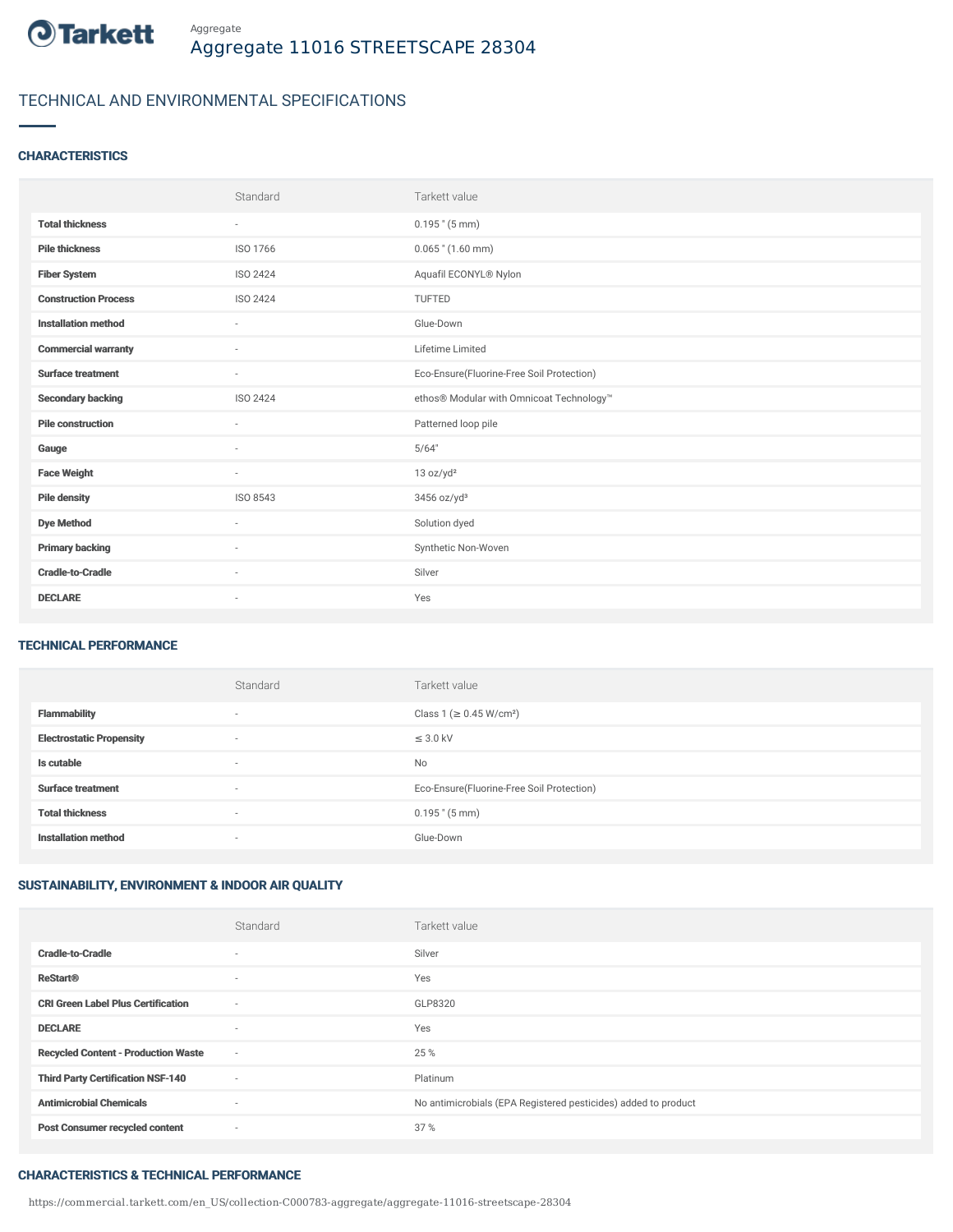Tarkett

Aggregate

# Aggregate 11016 STREETSCAPE 28304

## TECHNICAL AND ENVIRONMENTAL SPECIFICATIONS

### CHARACTERISTICS

| | Standard | Tarkett value |
|---|---|---|
| **Total thickness** | - | 0.195 " (5 mm) |
| **Pile thickness** | ISO 1766 | 0.065 " (1.60 mm) |
| **Fiber System** | ISO 2424 | Aquafil ECONYL® Nylon |
| **Construction Process** | ISO 2424 | TUFTED |
| **Installation method** | - | Glue-Down |
| **Commercial warranty** | - | Lifetime Limited |
| **Surface treatment** | - | Eco-Ensure(Fluorine-Free Soil Protection) |
| **Secondary backing** | ISO 2424 | ethos® Modular with Omnicoat Technology™ |
| **Pile construction** | - | Patterned loop pile |
| **Gauge** | - | 5/64" |
| **Face Weight** | - | 13 oz/yd² |
| **Pile density** | ISO 8543 | 3456 oz/yd³ |
| **Dye Method** | - | Solution dyed |
| **Primary backing** | - | Synthetic Non-Woven |
| **Cradle-to-Cradle** | - | Silver |
| **DECLARE** | - | Yes |

### TECHNICAL PERFORMANCE

| | Standard | Tarkett value |
|---|---|---|
| **Flammability** | - | Class 1 (≥ 0.45 W/cm²) |
| **Electrostatic Propensity** | - | ≤ 3.0 kV |
| **Is cutable** | - | No |
| **Surface treatment** | - | Eco-Ensure(Fluorine-Free Soil Protection) |
| **Total thickness** | - | 0.195 " (5 mm) |
| **Installation method** | - | Glue-Down |

### SUSTAINABILITY, ENVIRONMENT & INDOOR AIR QUALITY

| | Standard | Tarkett value |
|---|---|---|
| **Cradle-to-Cradle** | - | Silver |
| **ReStart®** | - | Yes |
| **CRI Green Label Plus Certification** | - | GLP8320 |
| **DECLARE** | - | Yes |
| **Recycled Content - Production Waste** | - | 25 % |
| **Third Party Certification NSF-140** | - | Platinum |
| **Antimicrobial Chemicals** | - | No antimicrobials (EPA Registered pesticides) added to product |
| **Post Consumer recycled content** | - | 37 % |

### CHARACTERISTICS & TECHNICAL PERFORMANCE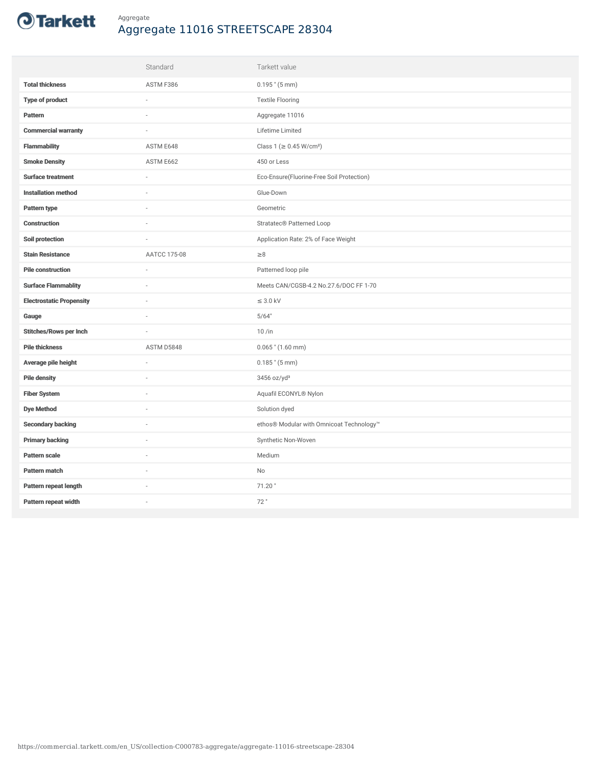Aggregate

# Aggregate 11016 STREETSCAPE 28304

| | Standard | Tarkett value |
|---|---|---|
| **Total thickness** | ASTM F386 | 0.195 " (5 mm) |
| **Type of product** | - | Textile Flooring |
| **Pattern** | - | Aggregate 11016 |
| **Commercial warranty** | - | Lifetime Limited |
| **Flammability** | ASTM E648 | Class 1 (≥ 0.45 W/cm²) |
| **Smoke Density** | ASTM E662 | 450 or Less |
| **Surface treatment** | - | Eco-Ensure(Fluorine-Free Soil Protection) |
| **Installation method** | - | Glue-Down |
| **Pattern type** | - | Geometric |
| **Construction** | - | Stratatec® Patterned Loop |
| **Soil protection** | - | Application Rate: 2% of Face Weight |
| **Stain Resistance** | AATCC 175-08 | ≥8 |
| **Pile construction** | - | Patterned loop pile |
| **Surface Flammablity** | - | Meets CAN/CGSB-4.2 No.27.6/DOC FF 1-70 |
| **Electrostatic Propensity** | - | ≤ 3.0 kV |
| **Gauge** | - | 5/64" |
| **Stitches/Rows per Inch** | - | 10 /in |
| **Pile thickness** | ASTM D5848 | 0.065 " (1.60 mm) |
| **Average pile height** | - | 0.185 " (5 mm) |
| **Pile density** | - | 3456 oz/yd³ |
| **Fiber System** | - | Aquafil ECONYL® Nylon |
| **Dye Method** | - | Solution dyed |
| **Secondary backing** | - | ethos® Modular with Omnicoat Technology™ |
| **Primary backing** | - | Synthetic Non-Woven |
| **Pattern scale** | - | Medium |
| **Pattern match** | - | No |
| **Pattern repeat length** | - | 71.20 " |
| **Pattern repeat width** | - | 72 " |